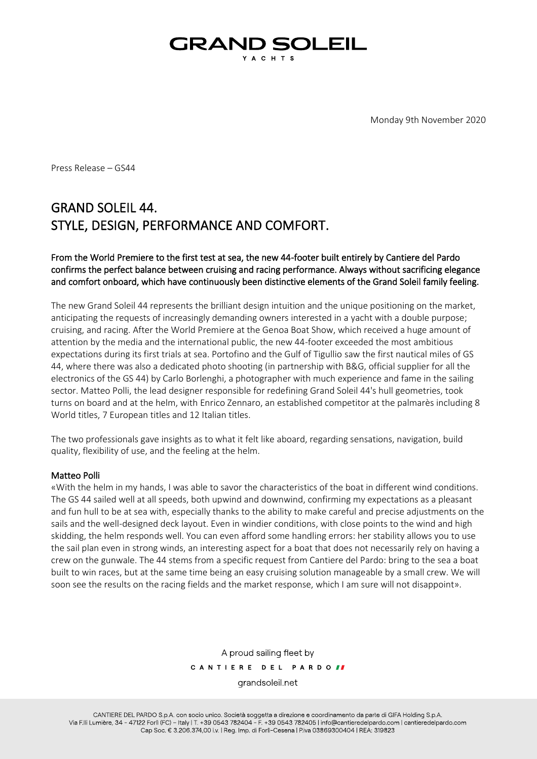# GRAND SOLEIL

YACHTS

Monday 9th November 2020

Press Release – GS44

## GRAND SOLEIL 44.
## STYLE, DESIGN, PERFORMANCE AND COMFORT.

From the World Premiere to the first test at sea, the new 44-footer built entirely by Cantiere del Pardo confirms the perfect balance between cruising and racing performance. Always without sacrificing elegance and comfort onboard, which have continuously been distinctive elements of the Grand Soleil family feeling.

The new Grand Soleil 44 represents the brilliant design intuition and the unique positioning on the market, anticipating the requests of increasingly demanding owners interested in a yacht with a double purpose; cruising, and racing. After the World Premiere at the Genoa Boat Show, which received a huge amount of attention by the media and the international public, the new 44-footer exceeded the most ambitious expectations during its first trials at sea. Portofino and the Gulf of Tigullio saw the first nautical miles of GS 44, where there was also a dedicated photo shooting (in partnership with B&G, official supplier for all the electronics of the GS 44) by Carlo Borlenghi, a photographer with much experience and fame in the sailing sector. Matteo Polli, the lead designer responsible for redefining Grand Soleil 44's hull geometries, took turns on board and at the helm, with Enrico Zennaro, an established competitor at the palmarès including 8 World titles, 7 European titles and 12 Italian titles.

The two professionals gave insights as to what it felt like aboard, regarding sensations, navigation, build quality, flexibility of use, and the feeling at the helm.

### Matteo Polli

«With the helm in my hands, I was able to savor the characteristics of the boat in different wind conditions. The GS 44 sailed well at all speeds, both upwind and downwind, confirming my expectations as a pleasant and fun hull to be at sea with, especially thanks to the ability to make careful and precise adjustments on the sails and the well-designed deck layout. Even in windier conditions, with close points to the wind and high skidding, the helm responds well. You can even afford some handling errors: her stability allows you to use the sail plan even in strong winds, an interesting aspect for a boat that does not necessarily rely on having a crew on the gunwale. The 44 stems from a specific request from Cantiere del Pardo: bring to the sea a boat built to win races, but at the same time being an easy cruising solution manageable by a small crew. We will soon see the results on the racing fields and the market response, which I am sure will not disappoint».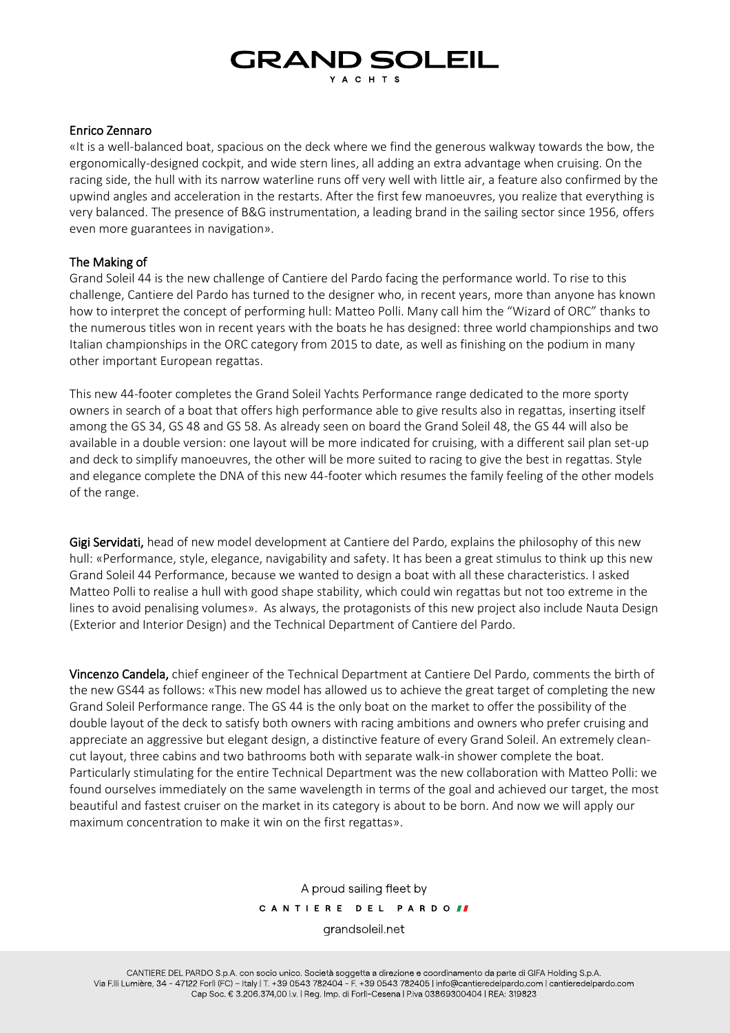### Enrico Zennaro

«It is a well-balanced boat, spacious on the deck where we find the generous walkway towards the bow, the ergonomically-designed cockpit, and wide stern lines, all adding an extra advantage when cruising. On the racing side, the hull with its narrow waterline runs off very well with little air, a feature also confirmed by the upwind angles and acceleration in the restarts. After the first few manoeuvres, you realize that everything is very balanced. The presence of B&G instrumentation, a leading brand in the sailing sector since 1956, offers even more guarantees in navigation».

### The Making of

Grand Soleil 44 is the new challenge of Cantiere del Pardo facing the performance world. To rise to this challenge, Cantiere del Pardo has turned to the designer who, in recent years, more than anyone has known how to interpret the concept of performing hull: Matteo Polli. Many call him the "Wizard of ORC" thanks to the numerous titles won in recent years with the boats he has designed: three world championships and two Italian championships in the ORC category from 2015 to date, as well as finishing on the podium in many other important European regattas.

This new 44-footer completes the Grand Soleil Yachts Performance range dedicated to the more sporty owners in search of a boat that offers high performance able to give results also in regattas, inserting itself among the GS 34, GS 48 and GS 58. As already seen on board the Grand Soleil 48, the GS 44 will also be available in a double version: one layout will be more indicated for cruising, with a different sail plan set-up and deck to simplify manoeuvres, the other will be more suited to racing to give the best in regattas. Style and elegance complete the DNA of this new 44-footer which resumes the family feeling of the other models of the range.

**Gigi Servidati,** head of new model development at Cantiere del Pardo, explains the philosophy of this new hull: «Performance, style, elegance, navigability and safety. It has been a great stimulus to think up this new Grand Soleil 44 Performance, because we wanted to design a boat with all these characteristics. I asked Matteo Polli to realise a hull with good shape stability, which could win regattas but not too extreme in the lines to avoid penalising volumes». As always, the protagonists of this new project also include Nauta Design (Exterior and Interior Design) and the Technical Department of Cantiere del Pardo.

**Vincenzo Candela,** chief engineer of the Technical Department at Cantiere Del Pardo, comments the birth of the new GS44 as follows: «This new model has allowed us to achieve the great target of completing the new Grand Soleil Performance range. The GS 44 is the only boat on the market to offer the possibility of the double layout of the deck to satisfy both owners with racing ambitions and owners who prefer cruising and appreciate an aggressive but elegant design, a distinctive feature of every Grand Soleil. An extremely clean-cut layout, three cabins and two bathrooms both with separate walk-in shower complete the boat. Particularly stimulating for the entire Technical Department was the new collaboration with Matteo Polli: we found ourselves immediately on the same wavelength in terms of the goal and achieved our target, the most beautiful and fastest cruiser on the market in its category is about to be born. And now we will apply our maximum concentration to make it win on the first regattas».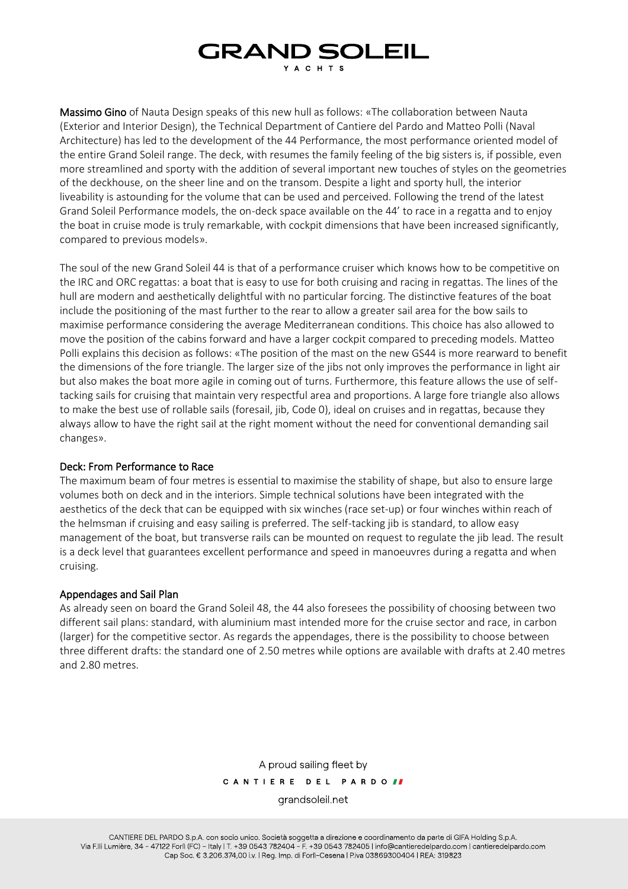**Massimo Gino** of Nauta Design speaks of this new hull as follows: «The collaboration between Nauta (Exterior and Interior Design), the Technical Department of Cantiere del Pardo and Matteo Polli (Naval Architecture) has led to the development of the 44 Performance, the most performance oriented model of the entire Grand Soleil range. The deck, with resumes the family feeling of the big sisters is, if possible, even more streamlined and sporty with the addition of several important new touches of styles on the geometries of the deckhouse, on the sheer line and on the transom. Despite a light and sporty hull, the interior liveability is astounding for the volume that can be used and perceived. Following the trend of the latest Grand Soleil Performance models, the on-deck space available on the 44' to race in a regatta and to enjoy the boat in cruise mode is truly remarkable, with cockpit dimensions that have been increased significantly, compared to previous models».

The soul of the new Grand Soleil 44 is that of a performance cruiser which knows how to be competitive on the IRC and ORC regattas: a boat that is easy to use for both cruising and racing in regattas. The lines of the hull are modern and aesthetically delightful with no particular forcing. The distinctive features of the boat include the positioning of the mast further to the rear to allow a greater sail area for the bow sails to maximise performance considering the average Mediterranean conditions. This choice has also allowed to move the position of the cabins forward and have a larger cockpit compared to preceding models. Matteo Polli explains this decision as follows: «The position of the mast on the new GS44 is more rearward to benefit the dimensions of the fore triangle. The larger size of the jibs not only improves the performance in light air but also makes the boat more agile in coming out of turns. Furthermore, this feature allows the use of self-tacking sails for cruising that maintain very respectful area and proportions. A large fore triangle also allows to make the best use of rollable sails (foresail, jib, Code 0), ideal on cruises and in regattas, because they always allow to have the right sail at the right moment without the need for conventional demanding sail changes».

## Deck: From Performance to Race

The maximum beam of four metres is essential to maximise the stability of shape, but also to ensure large volumes both on deck and in the interiors. Simple technical solutions have been integrated with the aesthetics of the deck that can be equipped with six winches (race set-up) or four winches within reach of the helmsman if cruising and easy sailing is preferred. The self-tacking jib is standard, to allow easy management of the boat, but transverse rails can be mounted on request to regulate the jib lead. The result is a deck level that guarantees excellent performance and speed in manoeuvres during a regatta and when cruising.

## Appendages and Sail Plan

As already seen on board the Grand Soleil 48, the 44 also foresees the possibility of choosing between two different sail plans: standard, with aluminium mast intended more for the cruise sector and race, in carbon (larger) for the competitive sector. As regards the appendages, there is the possibility to choose between three different drafts: the standard one of 2.50 metres while options are available with drafts at 2.40 metres and 2.80 metres.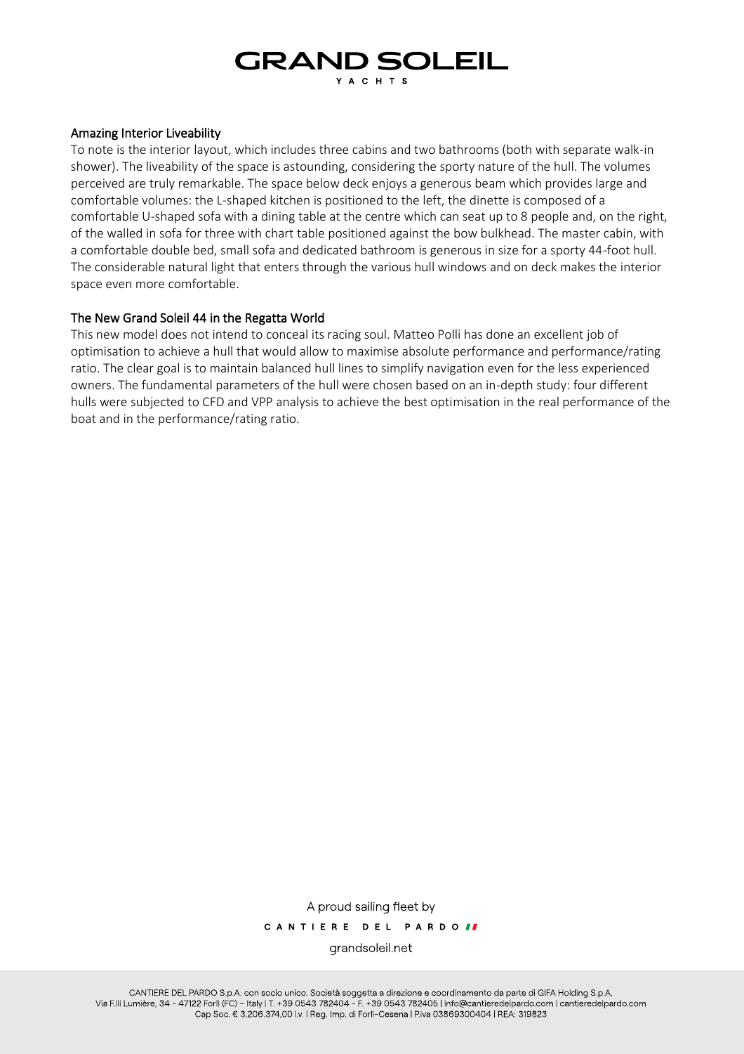## Amazing Interior Liveability

To note is the interior layout, which includes three cabins and two bathrooms (both with separate walk-in shower). The liveability of the space is astounding, considering the sporty nature of the hull. The volumes perceived are truly remarkable. The space below deck enjoys a generous beam which provides large and comfortable volumes: the L-shaped kitchen is positioned to the left, the dinette is composed of a comfortable U-shaped sofa with a dining table at the centre which can seat up to 8 people and, on the right, of the walled in sofa for three with chart table positioned against the bow bulkhead. The master cabin, with a comfortable double bed, small sofa and dedicated bathroom is generous in size for a sporty 44-foot hull. The considerable natural light that enters through the various hull windows and on deck makes the interior space even more comfortable.

## The New Grand Soleil 44 in the Regatta World

This new model does not intend to conceal its racing soul. Matteo Polli has done an excellent job of optimisation to achieve a hull that would allow to maximise absolute performance and performance/rating ratio. The clear goal is to maintain balanced hull lines to simplify navigation even for the less experienced owners. The fundamental parameters of the hull were chosen based on an in-depth study: four different hulls were subjected to CFD and VPP analysis to achieve the best optimisation in the real performance of the boat and in the performance/rating ratio.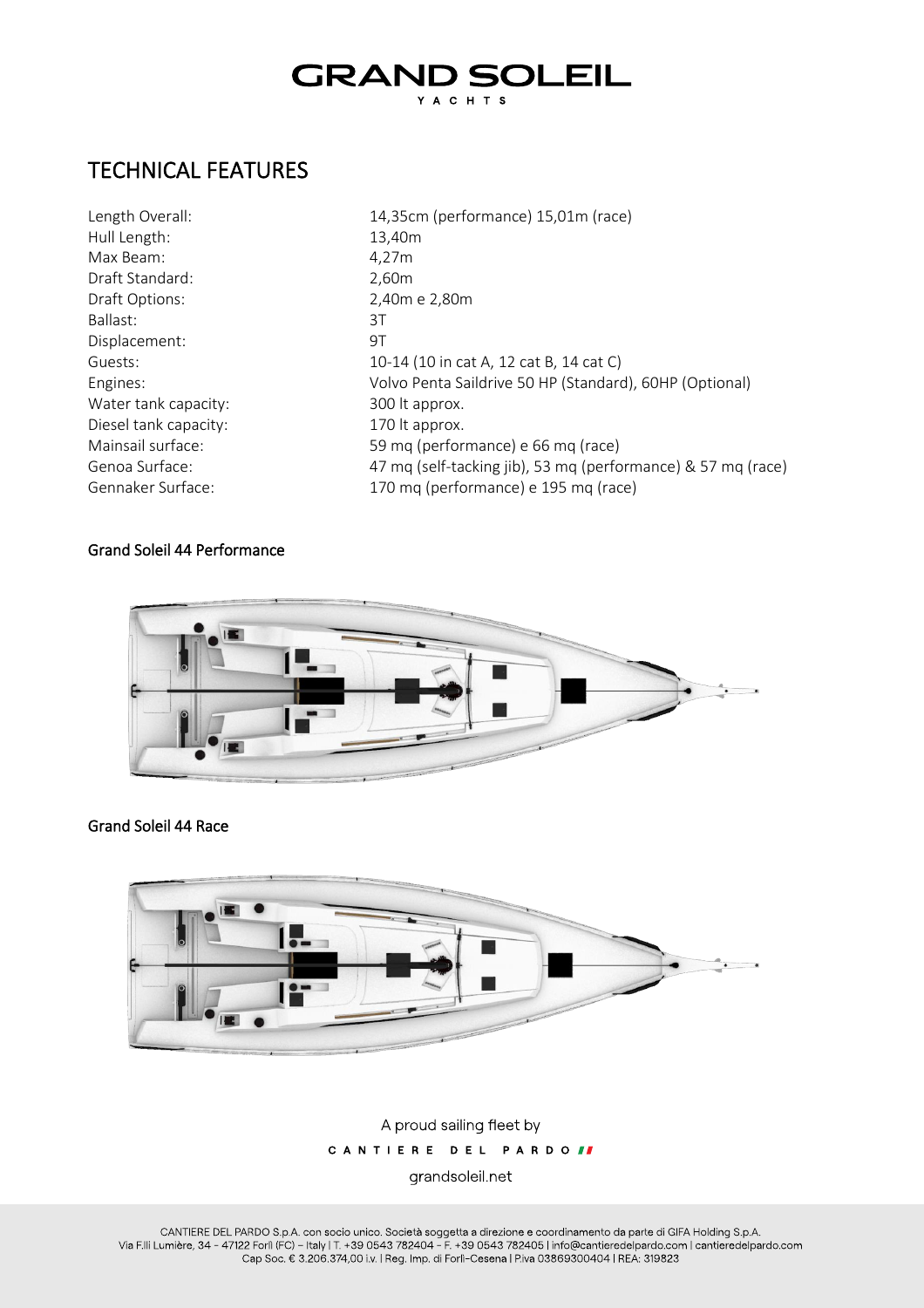# GRAND SOLEIL
YACHTS

## TECHNICAL FEATURES

| | |
|---|---|
| Length Overall: | 14,35cm (performance) 15,01m (race) |
| Hull Length: | 13,40m |
| Max Beam: | 4,27m |
| Draft Standard: | 2,60m |
| Draft Options: | 2,40m e 2,80m |
| Ballast: | 3T |
| Displacement: | 9T |
| Guests: | 10-14 (10 in cat A, 12 cat B, 14 cat C) |
| Engines: | Volvo Penta Saildrive 50 HP (Standard), 60HP (Optional) |
| Water tank capacity: | 300 lt approx. |
| Diesel tank capacity: | 170 lt approx. |
| Mainsail surface: | 59 mq (performance) e 66 mq (race) |
| Genoa Surface: | 47 mq (self-tacking jib), 53 mq (performance) & 57 mq (race) |
| Gennaker Surface: | 170 mq (performance) e 195 mq (race) |

Grand Soleil 44 Performance

Grand Soleil 44 Race

A proud sailing fleet by

CANTIERE DEL PARDO

grandsoleil.net

CANTIERE DEL PARDO S.p.A. con socio unico. Società soggetta a direzione e coordinamento da parte di GIFA Holding S.p.A.
Via F.lli Lumière, 34 - 47122 Forlì (FC) – Italy | T. +39 0543 782404 - F. +39 0543 782405 | info@cantieredelpardo.com | cantieredelpardo.com
Cap Soc. € 3.206.374,00 i.v. | Reg. Imp. di Forlì-Cesena | P.iva 03869300404 | REA: 319823